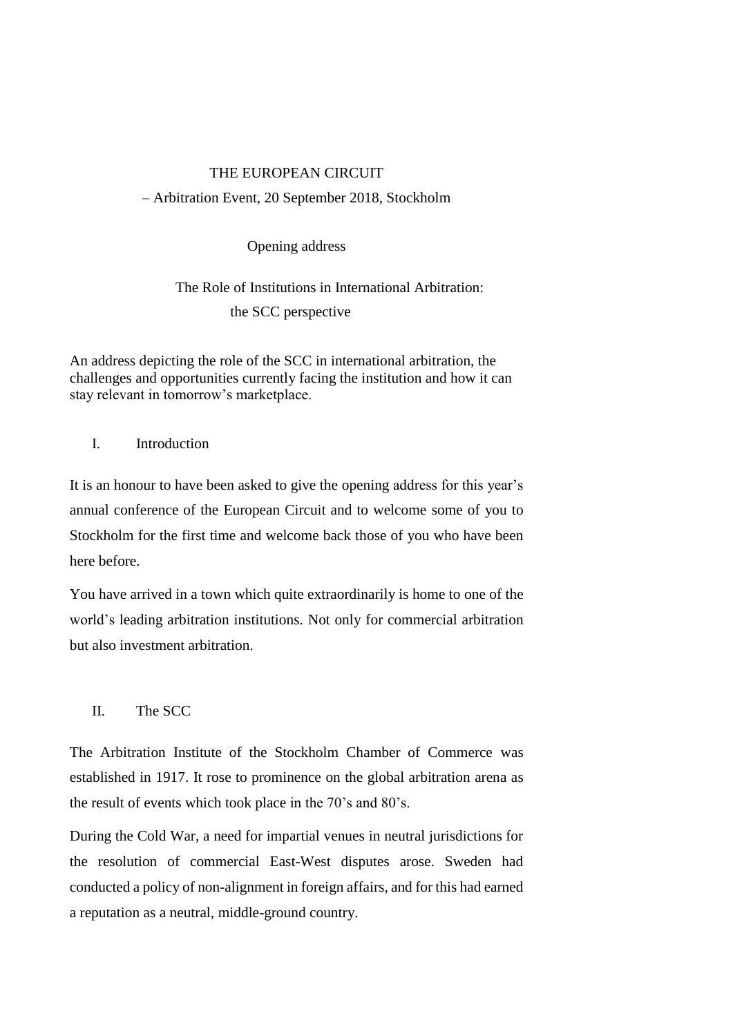# THE EUROPEAN CIRCUIT

– Arbitration Event, 20 September 2018, Stockholm

## Opening address

## The Role of Institutions in International Arbitration: the SCC perspective

An address depicting the role of the SCC in international arbitration, the challenges and opportunities currently facing the institution and how it can stay relevant in tomorrow's marketplace.

## I. Introduction

It is an honour to have been asked to give the opening address for this year's annual conference of the European Circuit and to welcome some of you to Stockholm for the first time and welcome back those of you who have been here before.

You have arrived in a town which quite extraordinarily is home to one of the world's leading arbitration institutions. Not only for commercial arbitration but also investment arbitration.

## II. The SCC

The Arbitration Institute of the Stockholm Chamber of Commerce was established in 1917. It rose to prominence on the global arbitration arena as the result of events which took place in the 70's and 80's.

During the Cold War, a need for impartial venues in neutral jurisdictions for the resolution of commercial East-West disputes arose. Sweden had conducted a policy of non-alignment in foreign affairs, and for this had earned a reputation as a neutral, middle-ground country.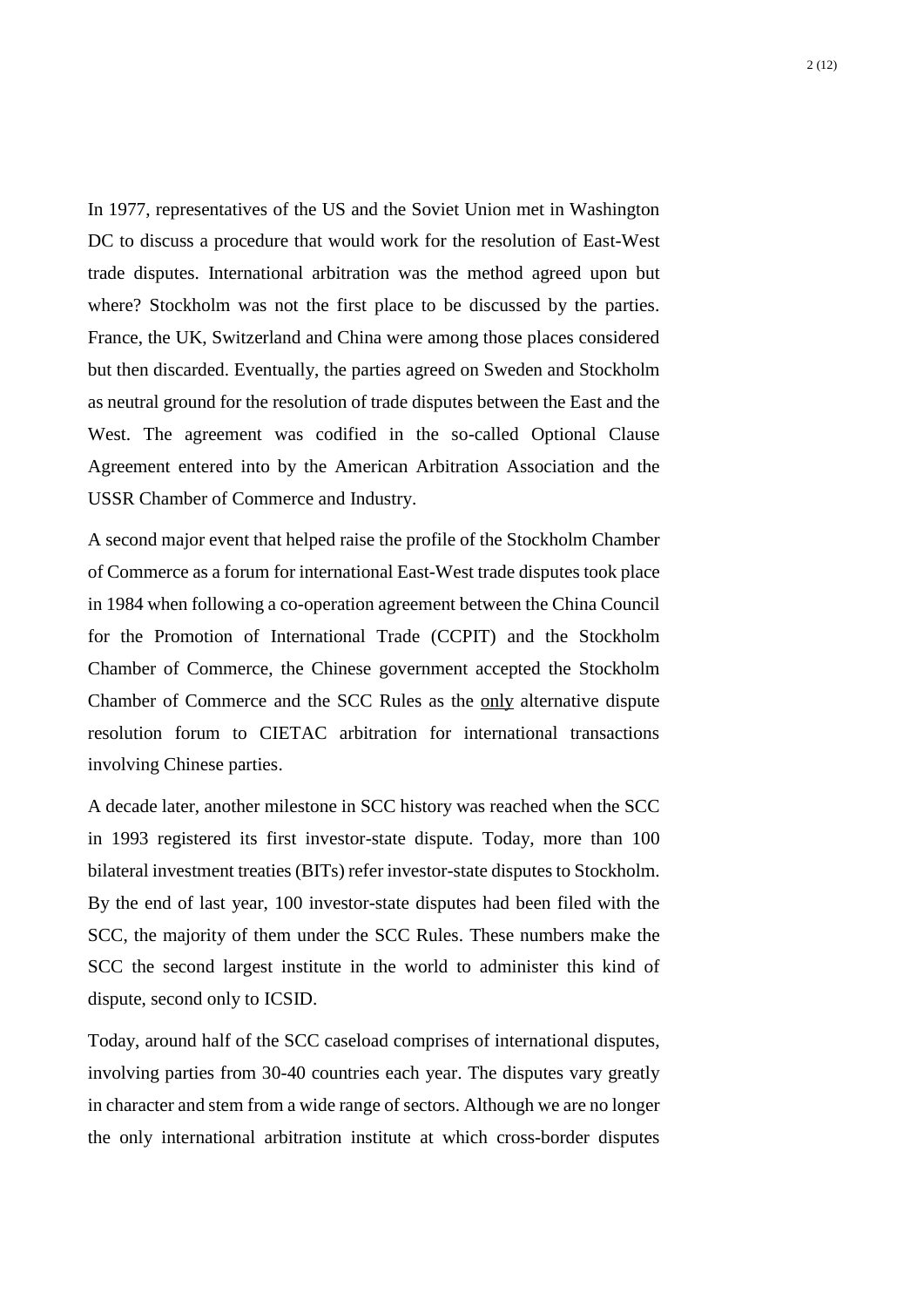In 1977, representatives of the US and the Soviet Union met in Washington DC to discuss a procedure that would work for the resolution of East-West trade disputes. International arbitration was the method agreed upon but where? Stockholm was not the first place to be discussed by the parties. France, the UK, Switzerland and China were among those places considered but then discarded. Eventually, the parties agreed on Sweden and Stockholm as neutral ground for the resolution of trade disputes between the East and the West. The agreement was codified in the so-called Optional Clause Agreement entered into by the American Arbitration Association and the USSR Chamber of Commerce and Industry.

A second major event that helped raise the profile of the Stockholm Chamber of Commerce as a forum for international East-West trade disputes took place in 1984 when following a co-operation agreement between the China Council for the Promotion of International Trade (CCPIT) and the Stockholm Chamber of Commerce, the Chinese government accepted the Stockholm Chamber of Commerce and the SCC Rules as the <u>only</u> alternative dispute resolution forum to CIETAC arbitration for international transactions involving Chinese parties.

A decade later, another milestone in SCC history was reached when the SCC in 1993 registered its first investor-state dispute. Today, more than 100 bilateral investment treaties (BITs) refer investor-state disputes to Stockholm. By the end of last year, 100 investor-state disputes had been filed with the SCC, the majority of them under the SCC Rules. These numbers make the SCC the second largest institute in the world to administer this kind of dispute, second only to ICSID.

Today, around half of the SCC caseload comprises of international disputes, involving parties from 30-40 countries each year. The disputes vary greatly in character and stem from a wide range of sectors. Although we are no longer the only international arbitration institute at which cross-border disputes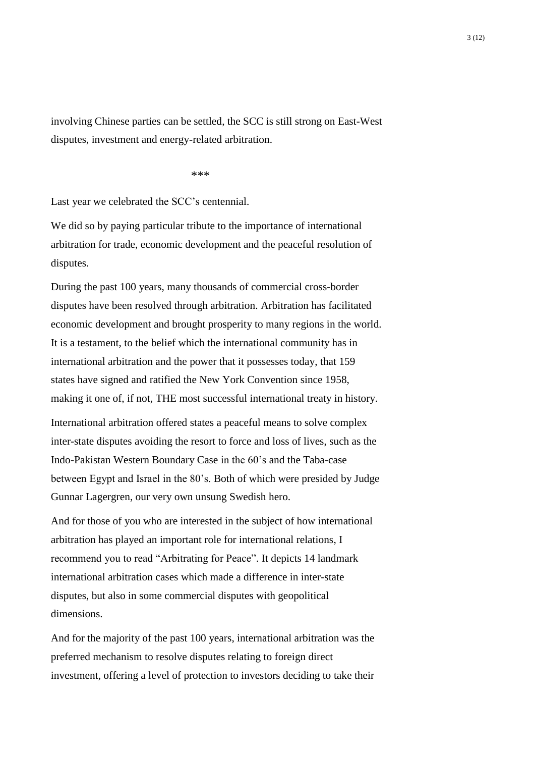involving Chinese parties can be settled, the SCC is still strong on East-West disputes, investment and energy-related arbitration.

***

Last year we celebrated the SCC's centennial.

We did so by paying particular tribute to the importance of international arbitration for trade, economic development and the peaceful resolution of disputes.

During the past 100 years, many thousands of commercial cross-border disputes have been resolved through arbitration. Arbitration has facilitated economic development and brought prosperity to many regions in the world. It is a testament, to the belief which the international community has in international arbitration and the power that it possesses today, that 159 states have signed and ratified the New York Convention since 1958, making it one of, if not, THE most successful international treaty in history.

International arbitration offered states a peaceful means to solve complex inter-state disputes avoiding the resort to force and loss of lives, such as the Indo-Pakistan Western Boundary Case in the 60's and the Taba-case between Egypt and Israel in the 80's. Both of which were presided by Judge Gunnar Lagergren, our very own unsung Swedish hero.

And for those of you who are interested in the subject of how international arbitration has played an important role for international relations, I recommend you to read "Arbitrating for Peace". It depicts 14 landmark international arbitration cases which made a difference in inter-state disputes, but also in some commercial disputes with geopolitical dimensions.

And for the majority of the past 100 years, international arbitration was the preferred mechanism to resolve disputes relating to foreign direct investment, offering a level of protection to investors deciding to take their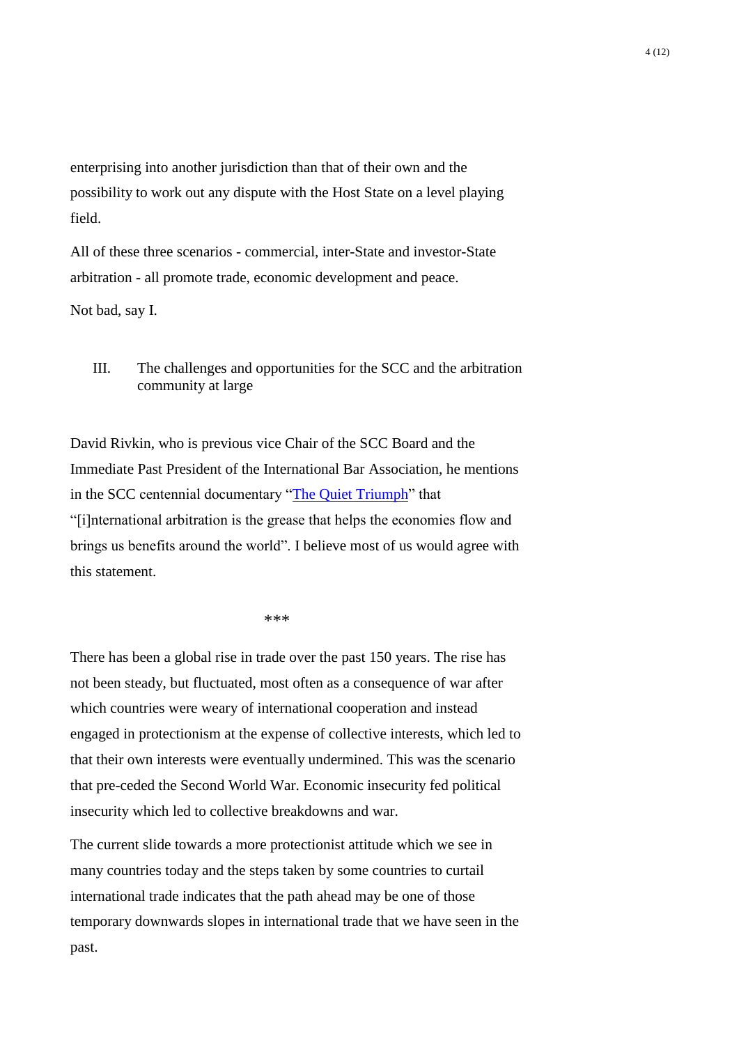enterprising into another jurisdiction than that of their own and the possibility to work out any dispute with the Host State on a level playing field.

All of these three scenarios - commercial, inter-State and investor-State arbitration - all promote trade, economic development and peace.

Not bad, say I.

## III. The challenges and opportunities for the SCC and the arbitration community at large

David Rivkin, who is previous vice Chair of the SCC Board and the Immediate Past President of the International Bar Association, he mentions in the SCC centennial documentary "[The Quiet Triumph]" that "[i]nternational arbitration is the grease that helps the economies flow and brings us benefits around the world". I believe most of us would agree with this statement.

***

There has been a global rise in trade over the past 150 years. The rise has not been steady, but fluctuated, most often as a consequence of war after which countries were weary of international cooperation and instead engaged in protectionism at the expense of collective interests, which led to that their own interests were eventually undermined. This was the scenario that pre-ceded the Second World War. Economic insecurity fed political insecurity which led to collective breakdowns and war.

The current slide towards a more protectionist attitude which we see in many countries today and the steps taken by some countries to curtail international trade indicates that the path ahead may be one of those temporary downwards slopes in international trade that we have seen in the past.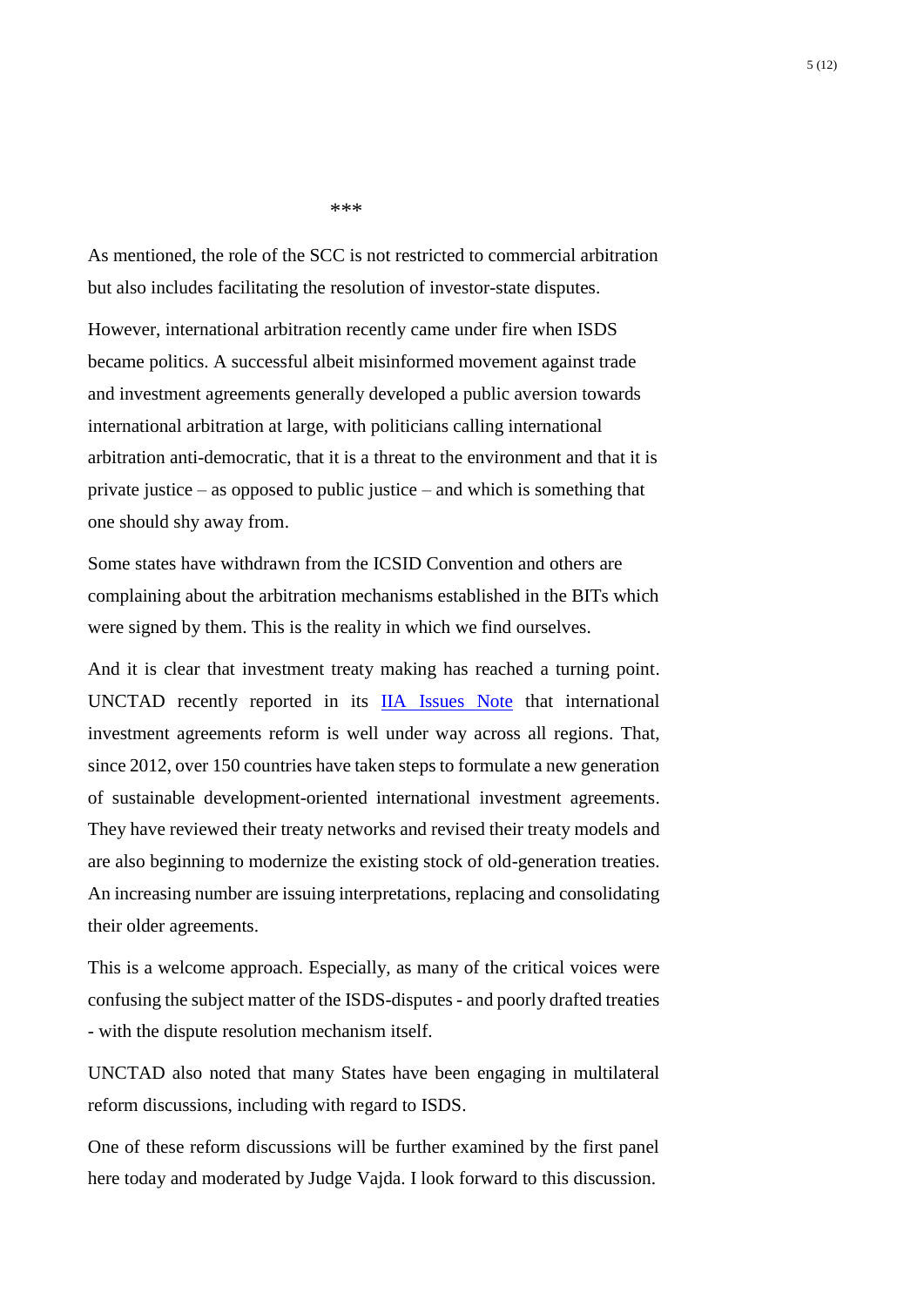\*\*\*

As mentioned, the role of the SCC is not restricted to commercial arbitration but also includes facilitating the resolution of investor-state disputes.

However, international arbitration recently came under fire when ISDS became politics. A successful albeit misinformed movement against trade and investment agreements generally developed a public aversion towards international arbitration at large, with politicians calling international arbitration anti-democratic, that it is a threat to the environment and that it is private justice – as opposed to public justice – and which is something that one should shy away from.

Some states have withdrawn from the ICSID Convention and others are complaining about the arbitration mechanisms established in the BITs which were signed by them. This is the reality in which we find ourselves.

And it is clear that investment treaty making has reached a turning point. UNCTAD recently reported in its IIA Issues Note that international investment agreements reform is well under way across all regions. That, since 2012, over 150 countries have taken steps to formulate a new generation of sustainable development-oriented international investment agreements. They have reviewed their treaty networks and revised their treaty models and are also beginning to modernize the existing stock of old-generation treaties. An increasing number are issuing interpretations, replacing and consolidating their older agreements.

This is a welcome approach. Especially, as many of the critical voices were confusing the subject matter of the ISDS-disputes - and poorly drafted treaties - with the dispute resolution mechanism itself.

UNCTAD also noted that many States have been engaging in multilateral reform discussions, including with regard to ISDS.

One of these reform discussions will be further examined by the first panel here today and moderated by Judge Vajda. I look forward to this discussion.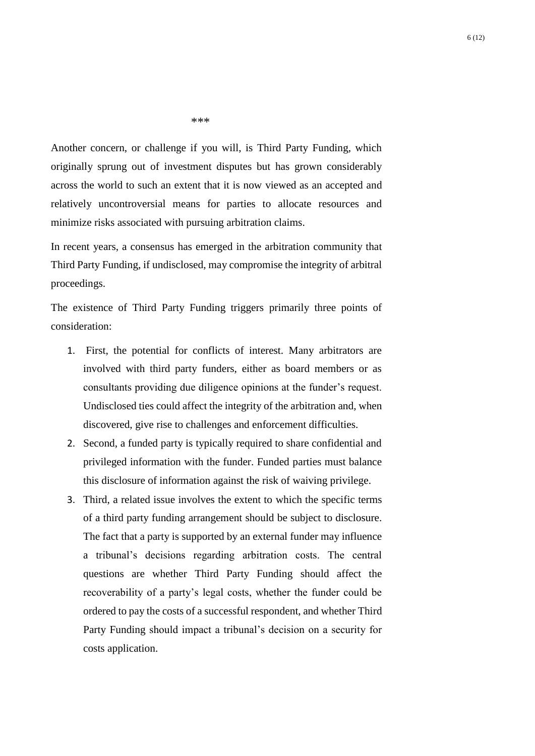***

Another concern, or challenge if you will, is Third Party Funding, which originally sprung out of investment disputes but has grown considerably across the world to such an extent that it is now viewed as an accepted and relatively uncontroversial means for parties to allocate resources and minimize risks associated with pursuing arbitration claims.

In recent years, a consensus has emerged in the arbitration community that Third Party Funding, if undisclosed, may compromise the integrity of arbitral proceedings.

The existence of Third Party Funding triggers primarily three points of consideration:

1. First, the potential for conflicts of interest. Many arbitrators are involved with third party funders, either as board members or as consultants providing due diligence opinions at the funder's request. Undisclosed ties could affect the integrity of the arbitration and, when discovered, give rise to challenges and enforcement difficulties.
2. Second, a funded party is typically required to share confidential and privileged information with the funder. Funded parties must balance this disclosure of information against the risk of waiving privilege.
3. Third, a related issue involves the extent to which the specific terms of a third party funding arrangement should be subject to disclosure. The fact that a party is supported by an external funder may influence a tribunal's decisions regarding arbitration costs. The central questions are whether Third Party Funding should affect the recoverability of a party's legal costs, whether the funder could be ordered to pay the costs of a successful respondent, and whether Third Party Funding should impact a tribunal's decision on a security for costs application.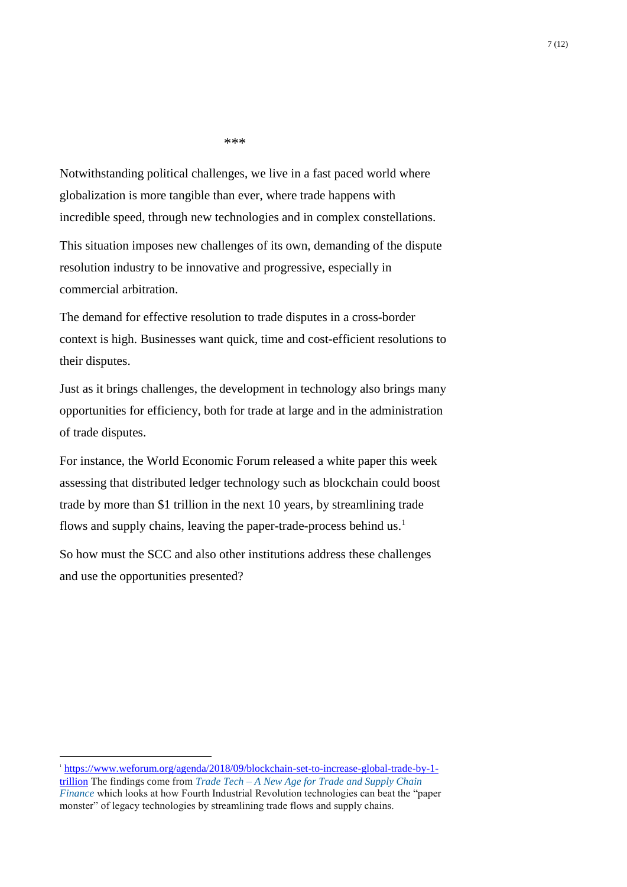***

Notwithstanding political challenges, we live in a fast paced world where globalization is more tangible than ever, where trade happens with incredible speed, through new technologies and in complex constellations.

This situation imposes new challenges of its own, demanding of the dispute resolution industry to be innovative and progressive, especially in commercial arbitration.

The demand for effective resolution to trade disputes in a cross-border context is high. Businesses want quick, time and cost-efficient resolutions to their disputes.

Just as it brings challenges, the development in technology also brings many opportunities for efficiency, both for trade at large and in the administration of trade disputes.

For instance, the World Economic Forum released a white paper this week assessing that distributed ledger technology such as blockchain could boost trade by more than $1 trillion in the next 10 years, by streamlining trade flows and supply chains, leaving the paper-trade-process behind us.[1]

So how must the SCC and also other institutions address these challenges and use the opportunities presented?

---

[1] https://www.weforum.org/agenda/2018/09/blockchain-set-to-increase-global-trade-by-1-trillion The findings come from *Trade Tech – A New Age for Trade and Supply Chain Finance* which looks at how Fourth Industrial Revolution technologies can beat the "paper monster" of legacy technologies by streamlining trade flows and supply chains.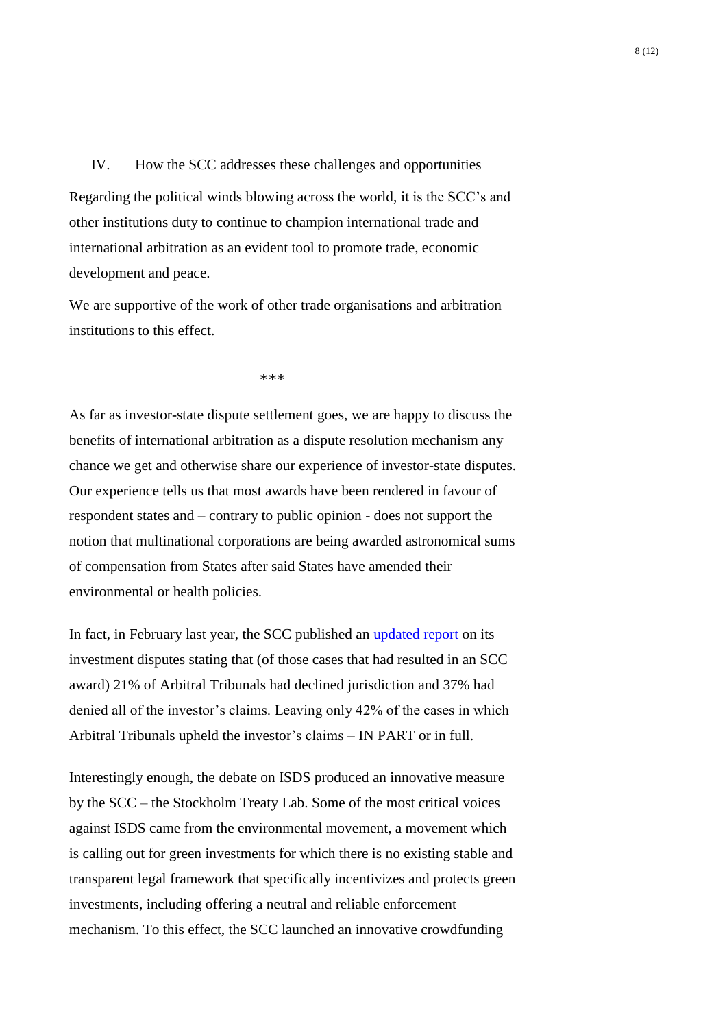## IV. How the SCC addresses these challenges and opportunities

Regarding the political winds blowing across the world, it is the SCC's and other institutions duty to continue to champion international trade and international arbitration as an evident tool to promote trade, economic development and peace.

We are supportive of the work of other trade organisations and arbitration institutions to this effect.

***

As far as investor-state dispute settlement goes, we are happy to discuss the benefits of international arbitration as a dispute resolution mechanism any chance we get and otherwise share our experience of investor-state disputes. Our experience tells us that most awards have been rendered in favour of respondent states and – contrary to public opinion - does not support the notion that multinational corporations are being awarded astronomical sums of compensation from States after said States have amended their environmental or health policies.

In fact, in February last year, the SCC published an updated report on its investment disputes stating that (of those cases that had resulted in an SCC award) 21% of Arbitral Tribunals had declined jurisdiction and 37% had denied all of the investor's claims. Leaving only 42% of the cases in which Arbitral Tribunals upheld the investor's claims – IN PART or in full.

Interestingly enough, the debate on ISDS produced an innovative measure by the SCC – the Stockholm Treaty Lab. Some of the most critical voices against ISDS came from the environmental movement, a movement which is calling out for green investments for which there is no existing stable and transparent legal framework that specifically incentivizes and protects green investments, including offering a neutral and reliable enforcement mechanism. To this effect, the SCC launched an innovative crowdfunding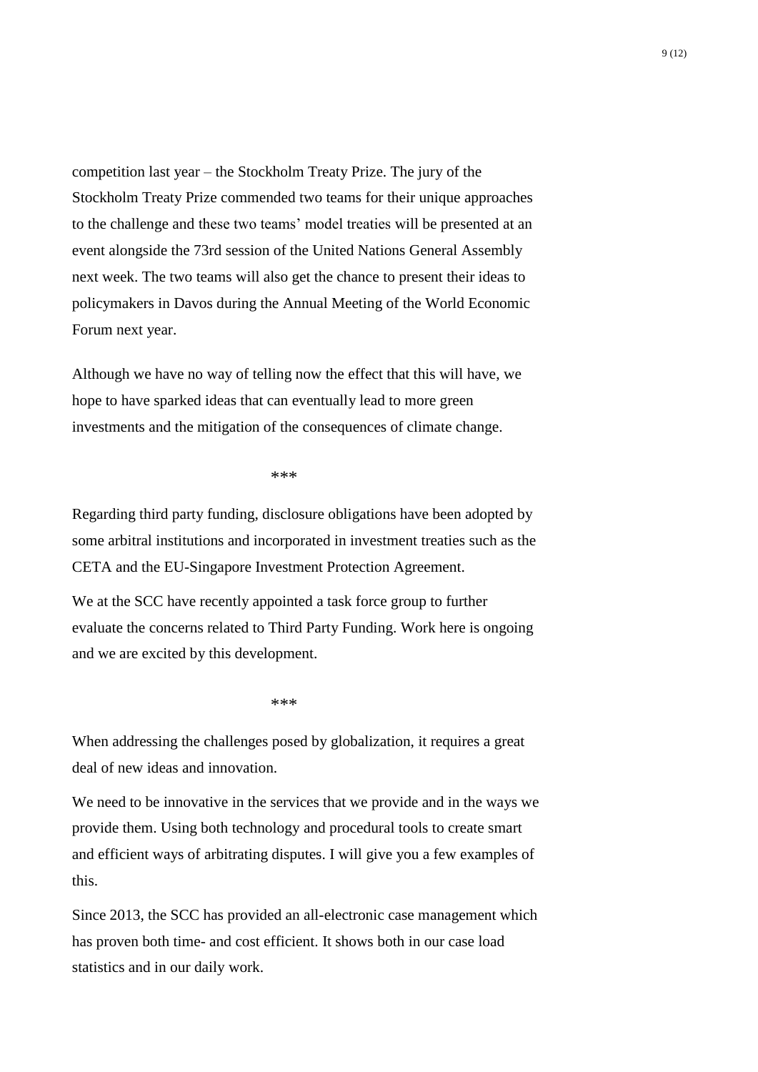competition last year – the Stockholm Treaty Prize. The jury of the Stockholm Treaty Prize commended two teams for their unique approaches to the challenge and these two teams' model treaties will be presented at an event alongside the 73rd session of the United Nations General Assembly next week. The two teams will also get the chance to present their ideas to policymakers in Davos during the Annual Meeting of the World Economic Forum next year.

Although we have no way of telling now the effect that this will have, we hope to have sparked ideas that can eventually lead to more green investments and the mitigation of the consequences of climate change.

***

Regarding third party funding, disclosure obligations have been adopted by some arbitral institutions and incorporated in investment treaties such as the CETA and the EU-Singapore Investment Protection Agreement.

We at the SCC have recently appointed a task force group to further evaluate the concerns related to Third Party Funding. Work here is ongoing and we are excited by this development.

***

When addressing the challenges posed by globalization, it requires a great deal of new ideas and innovation.

We need to be innovative in the services that we provide and in the ways we provide them. Using both technology and procedural tools to create smart and efficient ways of arbitrating disputes. I will give you a few examples of this.

Since 2013, the SCC has provided an all-electronic case management which has proven both time- and cost efficient. It shows both in our case load statistics and in our daily work.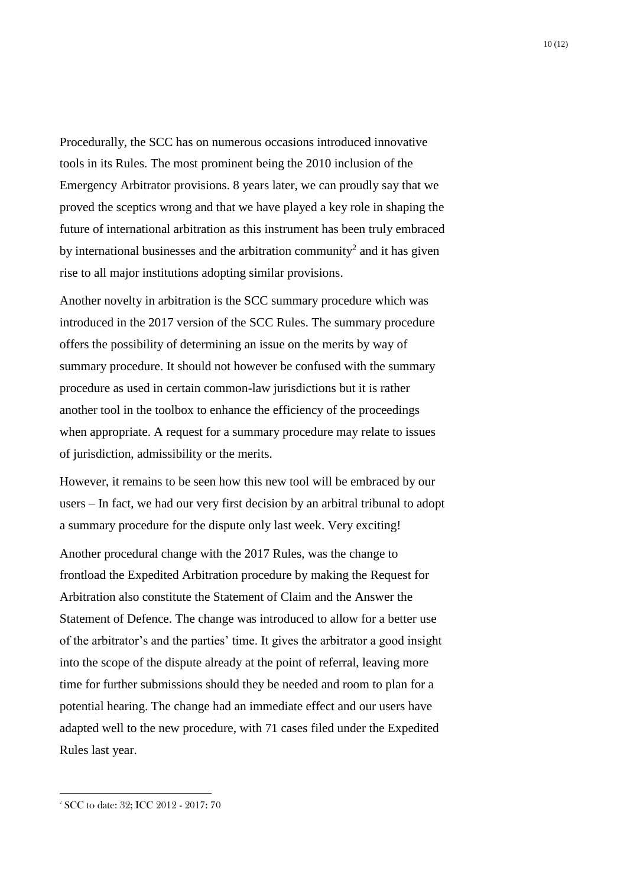Procedurally, the SCC has on numerous occasions introduced innovative tools in its Rules. The most prominent being the 2010 inclusion of the Emergency Arbitrator provisions. 8 years later, we can proudly say that we proved the sceptics wrong and that we have played a key role in shaping the future of international arbitration as this instrument has been truly embraced by international businesses and the arbitration community[2] and it has given rise to all major institutions adopting similar provisions.

Another novelty in arbitration is the SCC summary procedure which was introduced in the 2017 version of the SCC Rules. The summary procedure offers the possibility of determining an issue on the merits by way of summary procedure. It should not however be confused with the summary procedure as used in certain common-law jurisdictions but it is rather another tool in the toolbox to enhance the efficiency of the proceedings when appropriate. A request for a summary procedure may relate to issues of jurisdiction, admissibility or the merits.

However, it remains to be seen how this new tool will be embraced by our users – In fact, we had our very first decision by an arbitral tribunal to adopt a summary procedure for the dispute only last week. Very exciting!

Another procedural change with the 2017 Rules, was the change to frontload the Expedited Arbitration procedure by making the Request for Arbitration also constitute the Statement of Claim and the Answer the Statement of Defence. The change was introduced to allow for a better use of the arbitrator's and the parties' time. It gives the arbitrator a good insight into the scope of the dispute already at the point of referral, leaving more time for further submissions should they be needed and room to plan for a potential hearing. The change had an immediate effect and our users have adapted well to the new procedure, with 71 cases filed under the Expedited Rules last year.

---

[2] SCC to date: 32; ICC 2012 - 2017: 70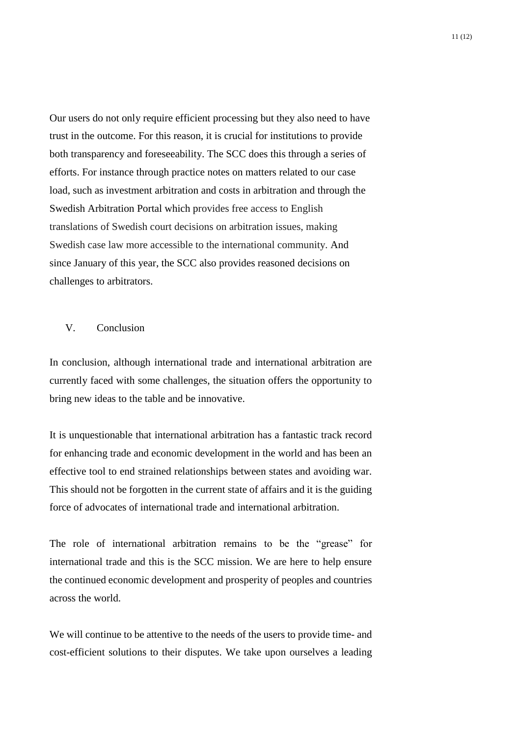Our users do not only require efficient processing but they also need to have trust in the outcome. For this reason, it is crucial for institutions to provide both transparency and foreseeability. The SCC does this through a series of efforts. For instance through practice notes on matters related to our case load, such as investment arbitration and costs in arbitration and through the Swedish Arbitration Portal which provides free access to English translations of Swedish court decisions on arbitration issues, making Swedish case law more accessible to the international community. And since January of this year, the SCC also provides reasoned decisions on challenges to arbitrators.

## V. Conclusion

In conclusion, although international trade and international arbitration are currently faced with some challenges, the situation offers the opportunity to bring new ideas to the table and be innovative.

It is unquestionable that international arbitration has a fantastic track record for enhancing trade and economic development in the world and has been an effective tool to end strained relationships between states and avoiding war. This should not be forgotten in the current state of affairs and it is the guiding force of advocates of international trade and international arbitration.

The role of international arbitration remains to be the "grease" for international trade and this is the SCC mission. We are here to help ensure the continued economic development and prosperity of peoples and countries across the world.

We will continue to be attentive to the needs of the users to provide time- and cost-efficient solutions to their disputes. We take upon ourselves a leading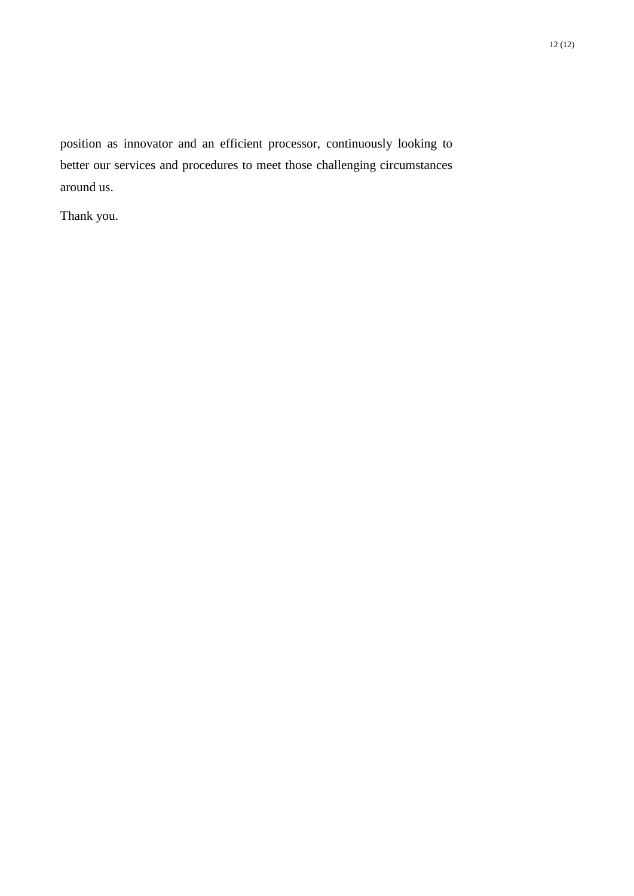position as innovator and an efficient processor, continuously looking to better our services and procedures to meet those challenging circumstances around us.

Thank you.